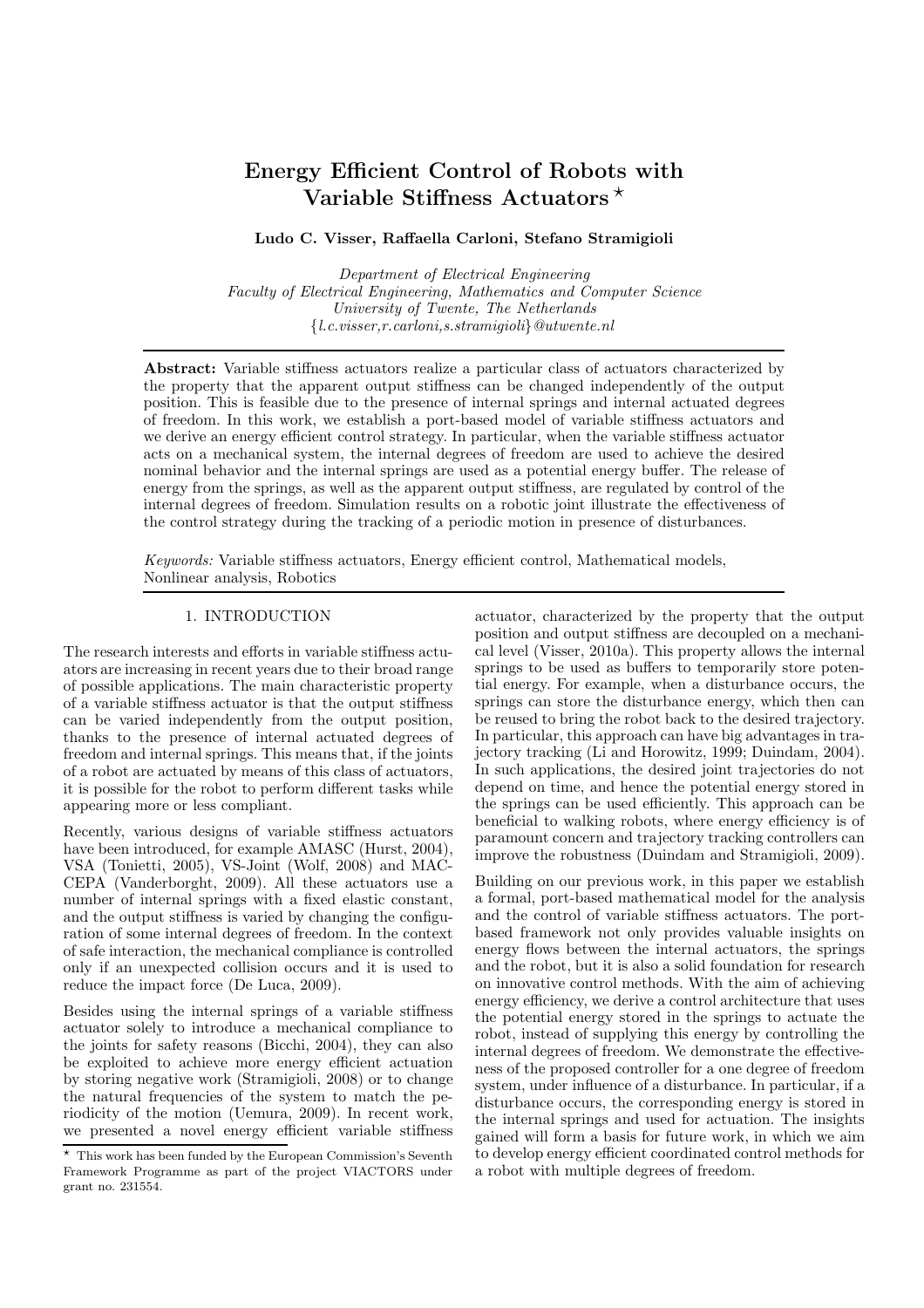# Energy Efficient Control of Robots with Variable Stiffness Actuators ⋆

**Ludo C. Visser, Raffaella Carloni, Stefano Stramigioli**

*Department of Electrical Engineering*
*Faculty of Electrical Engineering, Mathematics and Computer Science*
*University of Twente, The Netherlands*
*{l.c.visser,r.carloni,s.stramigioli}@utwente.nl*

---

**Abstract:** Variable stiffness actuators realize a particular class of actuators characterized by the property that the apparent output stiffness can be changed independently of the output position. This is feasible due to the presence of internal springs and internal actuated degrees of freedom. In this work, we establish a port-based model of variable stiffness actuators and we derive an energy efficient control strategy. In particular, when the variable stiffness actuator acts on a mechanical system, the internal degrees of freedom are used to achieve the desired nominal behavior and the internal springs are used as a potential energy buffer. The release of energy from the springs, as well as the apparent output stiffness, are regulated by control of the internal degrees of freedom. Simulation results on a robotic joint illustrate the effectiveness of the control strategy during the tracking of a periodic motion in presence of disturbances.

*Keywords:* Variable stiffness actuators, Energy efficient control, Mathematical models, Nonlinear analysis, Robotics

---

## 1. INTRODUCTION

The research interests and efforts in variable stiffness actuators are increasing in recent years due to their broad range of possible applications. The main characteristic property of a variable stiffness actuator is that the output stiffness can be varied independently from the output position, thanks to the presence of internal actuated degrees of freedom and internal springs. This means that, if the joints of a robot are actuated by means of this class of actuators, it is possible for the robot to perform different tasks while appearing more or less compliant.

Recently, various designs of variable stiffness actuators have been introduced, for example AMASC (Hurst, 2004), VSA (Tonietti, 2005), VS-Joint (Wolf, 2008) and MACCEPA (Vanderborght, 2009). All these actuators use a number of internal springs with a fixed elastic constant, and the output stiffness is varied by changing the configuration of some internal degrees of freedom. In the context of safe interaction, the mechanical compliance is controlled only if an unexpected collision occurs and it is used to reduce the impact force (De Luca, 2009).

Besides using the internal springs of a variable stiffness actuator solely to introduce a mechanical compliance to the joints for safety reasons (Bicchi, 2004), they can also be exploited to achieve more energy efficient actuation by storing negative work (Stramigioli, 2008) or to change the natural frequencies of the system to match the periodicity of the motion (Uemura, 2009). In recent work, we presented a novel energy efficient variable stiffness actuator, characterized by the property that the output position and output stiffness are decoupled on a mechanical level (Visser, 2010a). This property allows the internal springs to be used as buffers to temporarily store potential energy. For example, when a disturbance occurs, the springs can store the disturbance energy, which then can be reused to bring the robot back to the desired trajectory. In particular, this approach can have big advantages in trajectory tracking (Li and Horowitz, 1999; Duindam, 2004). In such applications, the desired joint trajectories do not depend on time, and hence the potential energy stored in the springs can be used efficiently. This approach can be beneficial to walking robots, where energy efficiency is of paramount concern and trajectory tracking controllers can improve the robustness (Duindam and Stramigioli, 2009).

Building on our previous work, in this paper we establish a formal, port-based mathematical model for the analysis and the control of variable stiffness actuators. The port-based framework not only provides valuable insights on energy flows between the internal actuators, the springs and the robot, but it is also a solid foundation for research on innovative control methods. With the aim of achieving energy efficiency, we derive a control architecture that uses the potential energy stored in the springs to actuate the robot, instead of supplying this energy by controlling the internal degrees of freedom. We demonstrate the effectiveness of the proposed controller for a one degree of freedom system, under influence of a disturbance. In particular, if a disturbance occurs, the corresponding energy is stored in the internal springs and used for actuation. The insights gained will form a basis for future work, in which we aim to develop energy efficient coordinated control methods for a robot with multiple degrees of freedom.

---

⋆ This work has been funded by the European Commission's Seventh Framework Programme as part of the project VIACTORS under grant no. 231554.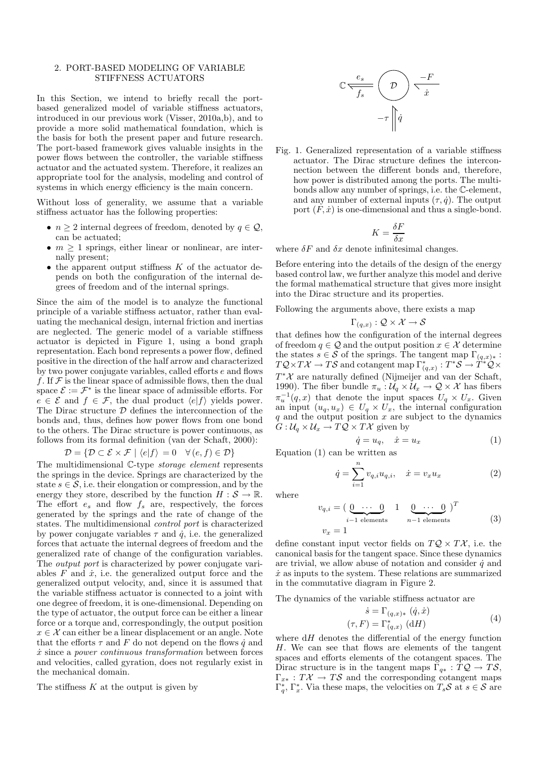## 2. PORT-BASED MODELING OF VARIABLE STIFFNESS ACTUATORS

In this Section, we intend to briefly recall the port-based generalized model of variable stiffness actuators, introduced in our previous work (Visser, 2010a,b), and to provide a more solid mathematical foundation, which is the basis for both the present paper and future research. The port-based framework gives valuable insights in the power flows between the controller, the variable stiffness actuator and the actuated system. Therefore, it realizes an appropriate tool for the analysis, modeling and control of systems in which energy efficiency is the main concern.

Without loss of generality, we assume that a variable stiffness actuator has the following properties:

- $n \geq 2$ internal degrees of freedom, denoted by $q \in \mathcal{Q}$, can be actuated;
- $m \geq 1$ springs, either linear or nonlinear, are internally present;
- the apparent output stiffness $K$ of the actuator depends on both the configuration of the internal degrees of freedom and of the internal springs.

Since the aim of the model is to analyze the functional principle of a variable stiffness actuator, rather than evaluating the mechanical design, internal friction and inertias are neglected. The generic model of a variable stiffness actuator is depicted in Figure 1, using a bond graph representation. Each bond represents a power flow, defined positive in the direction of the half arrow and characterized by two power conjugate variables, called efforts $e$ and flows $f$. If $\mathcal{F}$ is the linear space of admissible flows, then the dual space $\mathcal{E} := \mathcal{F}^*$ is the linear space of admissible efforts. For $e \in \mathcal{E}$ and $f \in \mathcal{F}$, the dual product $\langle e|f\rangle$ yields power. The Dirac structure $\mathcal{D}$ defines the interconnection of the bonds and, thus, defines how power flows from one bond to the others. The Dirac structure is power continuous, as follows from its formal definition (van der Schaft, 2000):

$$\mathcal{D} = \{\mathcal{D} \subset \mathcal{E} \times \mathcal{F} \mid \langle e|f\rangle = 0 \quad \forall (e, f) \in \mathcal{D}\}$$

The multidimensional $\mathbb{C}$-type *storage element* represents the springs in the device. Springs are characterized by the state $s \in \mathcal{S}$, i.e. their elongation or compression, and by the energy they store, described by the function $H : \mathcal{S} \to \mathbb{R}$. The effort $e_s$ and flow $f_s$ are, respectively, the forces generated by the springs and the rate of change of the states. The multidimensional *control port* is characterized by power conjugate variables $\tau$ and $\dot{q}$, i.e. the generalized forces that actuate the internal degrees of freedom and the generalized rate of change of the configuration variables. The *output port* is characterized by power conjugate variables $F$ and $\dot{x}$, i.e. the generalized output force and the generalized output velocity, and, since it is assumed that the variable stiffness actuator is connected to a joint with one degree of freedom, it is one-dimensional. Depending on the type of actuator, the output force can be either a linear force or a torque and, correspondingly, the output position $x \in \mathcal{X}$ can either be a linear displacement or an angle. Note that the efforts $\tau$ and $F$ do not depend on the flows $\dot{q}$ and $\dot{x}$ since a *power continuous transformation* between forces and velocities, called gyration, does not regularly exist in the mechanical domain.

The stiffness $K$ at the output is given by

Fig. 1. Generalized representation of a variable stiffness actuator. The Dirac structure defines the interconnection between the different bonds and, therefore, how power is distributed among the ports. The multibonds allow any number of springs, i.e. the $\mathbb{C}$-element, and any number of external inputs $(\tau, \dot{q})$. The output port $(F, \dot{x})$ is one-dimensional and thus a single-bond.

$$K = \frac{\delta F}{\delta x}$$

where $\delta F$ and $\delta x$ denote infinitesimal changes.

Before entering into the details of the design of the energy based control law, we further analyze this model and derive the formal mathematical structure that gives more insight into the Dirac structure and its properties.

Following the arguments above, there exists a map

$$\Gamma_{(q,x)} : \mathcal{Q} \times \mathcal{X} \to \mathcal{S}$$

that defines how the configuration of the internal degrees of freedom $q \in \mathcal{Q}$ and the output position $x \in \mathcal{X}$ determine the states $s \in \mathcal{S}$ of the springs. The tangent map $\Gamma_{(q,x)*} : T\mathcal{Q} \times T\mathcal{X} \to T\mathcal{S}$ and cotangent map $\Gamma^*_{(q,x)} : T^*\mathcal{S} \to T^*\mathcal{Q} \times T^*\mathcal{X}$ are naturally defined (Nijmeijer and van der Schaft, 1990). The fiber bundle $\pi_u : \mathcal{U}_q \times \mathcal{U}_x \to \mathcal{Q} \times \mathcal{X}$ has fibers $\pi_u^{-1}(q, x)$ that denote the input spaces $U_q \times U_x$. Given an input $(u_q, u_x) \in U_q \times U_x$, the internal configuration $q$ and the output position $x$ are subject to the dynamics $G : \mathcal{U}_q \times \mathcal{U}_x \to T\mathcal{Q} \times T\mathcal{X}$ given by

$$\dot{q} = u_q, \quad \dot{x} = u_x \tag{1}$$

Equation (1) can be written as

$$\dot{q} = \sum_{i=1}^{n} v_{q,i} u_{q,i}, \quad \dot{x} = v_x u_x \tag{2}$$

where

$$v_{q,i} = (\underbrace{0 \ \cdots \ 0}_{i-1 \text{ elements}} \quad 1 \quad \underbrace{0 \ \cdots \ 0}_{n-1 \text{ elements}})^T \qquad v_x = 1 \tag{3}$$

define constant input vector fields on $T\mathcal{Q} \times T\mathcal{X}$, i.e. the canonical basis for the tangent space. Since these dynamics are trivial, we allow abuse of notation and consider $\dot{q}$ and $\dot{x}$ as inputs to the system. These relations are summarized in the commutative diagram in Figure 2.

The dynamics of the variable stiffness actuator are

$$\begin{aligned} \dot{s} &= \Gamma_{(q,x)*}(\dot{q}, \dot{x}) \\ (\tau, F) &= \Gamma^*_{(q,x)}(\mathrm{d}H) \end{aligned} \tag{4}$$

where $\mathrm{d}H$ denotes the differential of the energy function $H$. We can see that flows are elements of the tangent spaces and efforts elements of the cotangent spaces. The Dirac structure is in the tangent maps $\Gamma_{q*} : T\mathcal{Q} \to T\mathcal{S}$, $\Gamma_{x*} : T\mathcal{X} \to T\mathcal{S}$ and the corresponding cotangent maps $\Gamma^*_q$, $\Gamma^*_x$. Via these maps, the velocities on $T_s\mathcal{S}$ at $s \in \mathcal{S}$ are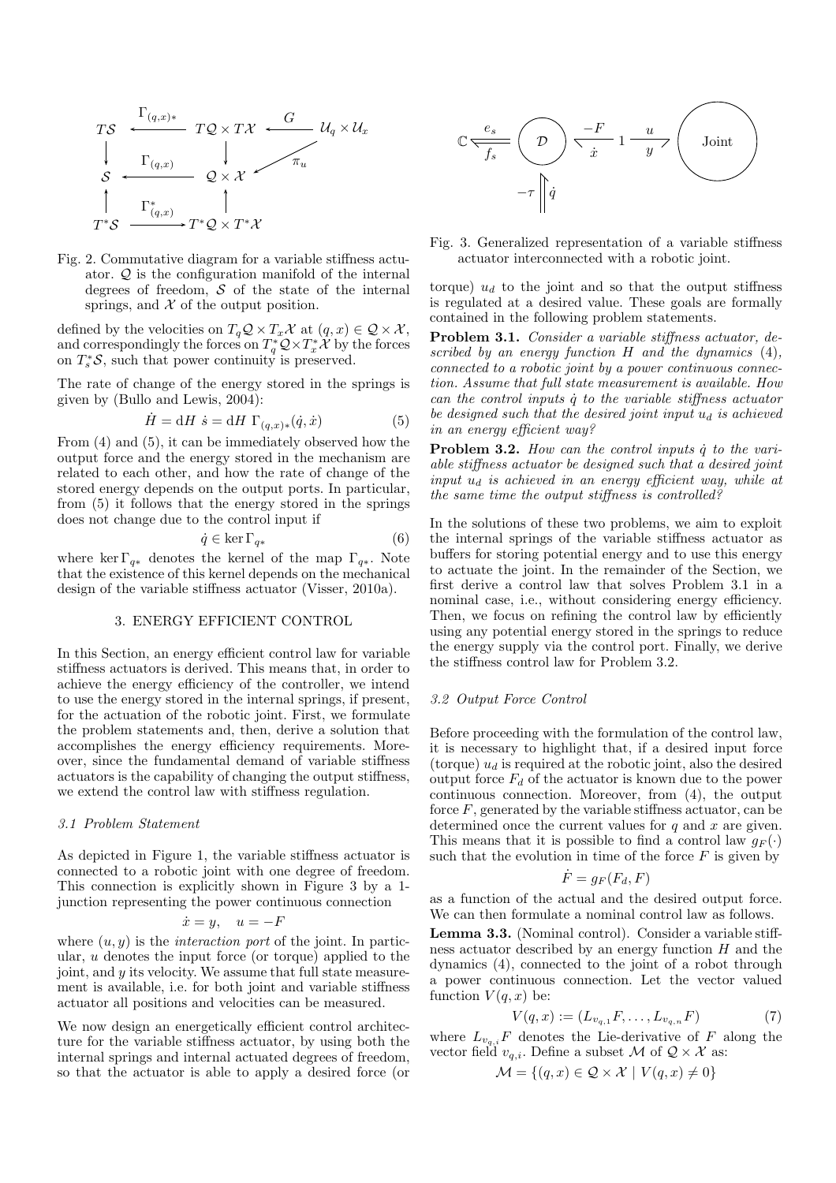Fig. 2. Commutative diagram for a variable stiffness actuator. $\mathcal{Q}$ is the configuration manifold of the internal degrees of freedom, $\mathcal{S}$ of the state of the internal springs, and $\mathcal{X}$ of the output position.

defined by the velocities on $T_q\mathcal{Q} \times T_x\mathcal{X}$ at $(q, x) \in \mathcal{Q} \times \mathcal{X}$, and correspondingly the forces on $T_q^*\mathcal{Q} \times T_x^*\mathcal{X}$ by the forces on $T_s^*\mathcal{S}$, such that power continuity is preserved.

The rate of change of the energy stored in the springs is given by (Bullo and Lewis, 2004):

$$\dot{H} = \mathrm{d}H\ \dot{s} = \mathrm{d}H\ \Gamma_{(q,x)*}(\dot{q}, \dot{x}) \tag{5}$$

From (4) and (5), it can be immediately observed how the output force and the energy stored in the mechanism are related to each other, and how the rate of change of the stored energy depends on the output ports. In particular, from (5) it follows that the energy stored in the springs does not change due to the control input if

$$\dot{q} \in \ker \Gamma_{q*} \tag{6}$$

where $\ker \Gamma_{q*}$ denotes the kernel of the map $\Gamma_{q*}$. Note that the existence of this kernel depends on the mechanical design of the variable stiffness actuator (Visser, 2010a).

## 3. ENERGY EFFICIENT CONTROL

In this Section, an energy efficient control law for variable stiffness actuators is derived. This means that, in order to achieve the energy efficiency of the controller, we intend to use the energy stored in the internal springs, if present, for the actuation of the robotic joint. First, we formulate the problem statements and, then, derive a solution that accomplishes the energy efficiency requirements. Moreover, since the fundamental demand of variable stiffness actuators is the capability of changing the output stiffness, we extend the control law with stiffness regulation.

### 3.1 Problem Statement

As depicted in Figure 1, the variable stiffness actuator is connected to a robotic joint with one degree of freedom. This connection is explicitly shown in Figure 3 by a 1-junction representing the power continuous connection

$$\dot{x} = y, \quad u = -F$$

where $(u, y)$ is the *interaction port* of the joint. In particular, $u$ denotes the input force (or torque) applied to the joint, and $y$ its velocity. We assume that full state measurement is available, i.e. for both joint and variable stiffness actuator all positions and velocities can be measured.

We now design an energetically efficient control architecture for the variable stiffness actuator, by using both the internal springs and internal actuated degrees of freedom, so that the actuator is able to apply a desired force (or torque) $u_d$ to the joint and so that the output stiffness is regulated at a desired value. These goals are formally contained in the following problem statements.

Fig. 3. Generalized representation of a variable stiffness actuator interconnected with a robotic joint.

**Problem 3.1.** *Consider a variable stiffness actuator, described by an energy function $H$ and the dynamics (4), connected to a robotic joint by a power continuous connection. Assume that full state measurement is available. How can the control inputs $\dot{q}$ to the variable stiffness actuator be designed such that the desired joint input $u_d$ is achieved in an energy efficient way?*

**Problem 3.2.** *How can the control inputs $\dot{q}$ to the variable stiffness actuator be designed such that a desired joint input $u_d$ is achieved in an energy efficient way, while at the same time the output stiffness is controlled?*

In the solutions of these two problems, we aim to exploit the internal springs of the variable stiffness actuator as buffers for storing potential energy and to use this energy to actuate the joint. In the remainder of the Section, we first derive a control law that solves Problem 3.1 in a nominal case, i.e., without considering energy efficiency. Then, we focus on refining the control law by efficiently using any potential energy stored in the springs to reduce the energy supply via the control port. Finally, we derive the stiffness control law for Problem 3.2.

### 3.2 Output Force Control

Before proceeding with the formulation of the control law, it is necessary to highlight that, if a desired input force (torque) $u_d$ is required at the robotic joint, also the desired output force $F_d$ of the actuator is known due to the power continuous connection. Moreover, from (4), the output force $F$, generated by the variable stiffness actuator, can be determined once the current values for $q$ and $x$ are given. This means that it is possible to find a control law $g_F(\cdot)$ such that the evolution in time of the force $F$ is given by

$$\dot{F} = g_F(F_d, F)$$

as a function of the actual and the desired output force. We can then formulate a nominal control law as follows.

**Lemma 3.3.** (Nominal control). Consider a variable stiffness actuator described by an energy function $H$ and the dynamics (4), connected to the joint of a robot through a power continuous connection. Let the vector valued function $V(q, x)$ be:

$$V(q, x) := (L_{v_{q,1}}F, \ldots, L_{v_{q,n}}F) \tag{7}$$

where $L_{v_{q,i}}F$ denotes the Lie-derivative of $F$ along the vector field $v_{q,i}$. Define a subset $\mathcal{M}$ of $\mathcal{Q} \times \mathcal{X}$ as:

$$\mathcal{M} = \{(q, x) \in \mathcal{Q} \times \mathcal{X} \mid V(q, x) \neq 0\}$$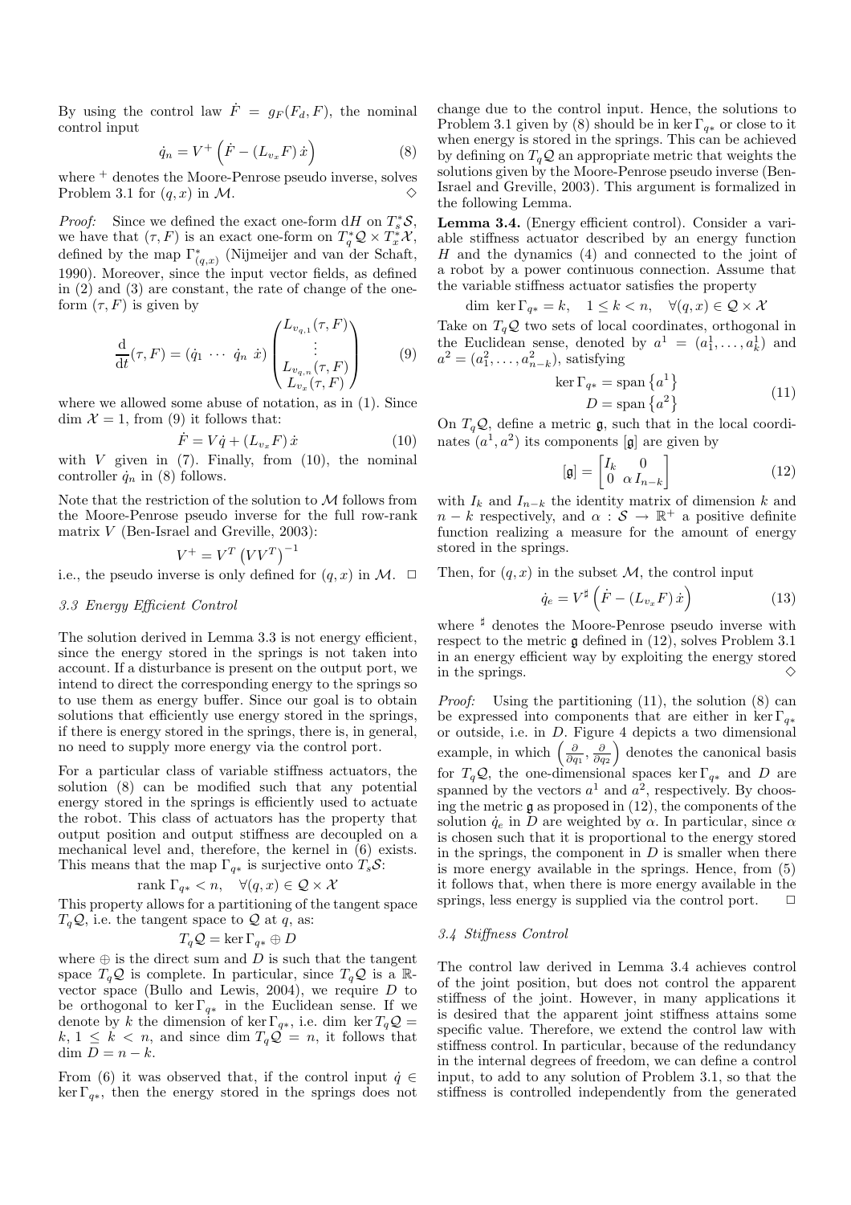By using the control law $\dot{F} = g_F(F_d, F)$, the nominal control input

$$\dot{q}_n = V^+ \left( \dot{F} - (L_{v_x} F)\, \dot{x} \right) \tag{8}$$

where $^+$ denotes the Moore-Penrose pseudo inverse, solves Problem 3.1 for $(q, x)$ in $\mathcal{M}$. $\diamond$

*Proof:* Since we defined the exact one-form $\mathrm{d}H$ on $T_s^*\mathcal{S}$, we have that $(\tau, F)$ is an exact one-form on $T_q^*\mathcal{Q} \times T_x^*\mathcal{X}$, defined by the map $\Gamma^*_{(q,x)}$ (Nijmeijer and van der Schaft, 1990). Moreover, since the input vector fields, as defined in (2) and (3) are constant, the rate of change of the one-form $(\tau, F)$ is given by

$$\frac{\mathrm{d}}{\mathrm{d}t}(\tau, F) = (\dot{q}_1 \,\cdots\, \dot{q}_n \;\, \dot{x}) \begin{pmatrix} L_{v_{q,1}}(\tau, F) \\ \vdots \\ L_{v_{q,n}}(\tau, F) \\ L_{v_x}(\tau, F) \end{pmatrix} \tag{9}$$

where we allowed some abuse of notation, as in (1). Since $\dim \mathcal{X} = 1$, from (9) it follows that:

$$\dot{F} = V \dot{q} + (L_{v_x} F)\, \dot{x} \tag{10}$$

with $V$ given in (7). Finally, from (10), the nominal controller $\dot{q}_n$ in (8) follows.

Note that the restriction of the solution to $\mathcal{M}$ follows from the Moore-Penrose pseudo inverse for the full row-rank matrix $V$ (Ben-Israel and Greville, 2003):

$$V^+ = V^T \left( V V^T \right)^{-1}$$

i.e., the pseudo inverse is only defined for $(q, x)$ in $\mathcal{M}$. $\square$

### 3.3 Energy Efficient Control

The solution derived in Lemma 3.3 is not energy efficient, since the energy stored in the springs is not taken into account. If a disturbance is present on the output port, we intend to direct the corresponding energy to the springs so to use them as energy buffer. Since our goal is to obtain solutions that efficiently use energy stored in the springs, if there is energy stored in the springs, there is, in general, no need to supply more energy via the control port.

For a particular class of variable stiffness actuators, the solution (8) can be modified such that any potential energy stored in the springs is efficiently used to actuate the robot. This class of actuators has the property that output position and output stiffness are decoupled on a mechanical level and, therefore, the kernel in (6) exists. This means that the map $\Gamma_{q*}$ is surjective onto $T_s\mathcal{S}$:

$$\operatorname{rank} \Gamma_{q*} < n, \quad \forall (q, x) \in \mathcal{Q} \times \mathcal{X}$$

This property allows for a partitioning of the tangent space $T_q\mathcal{Q}$, i.e. the tangent space to $\mathcal{Q}$ at $q$, as:

$$T_q\mathcal{Q} = \ker \Gamma_{q*} \oplus D$$

where $\oplus$ is the direct sum and $D$ is such that the tangent space $T_q\mathcal{Q}$ is complete. In particular, since $T_q\mathcal{Q}$ is a $\mathbb{R}$-vector space (Bullo and Lewis, 2004), we require $D$ to be orthogonal to $\ker \Gamma_{q*}$ in the Euclidean sense. If we denote by $k$ the dimension of $\ker \Gamma_{q*}$, i.e. $\dim \ker T_q\mathcal{Q} = k$, $1 \le k < n$, and since $\dim T_q\mathcal{Q} = n$, it follows that $\dim D = n - k$.

From (6) it was observed that, if the control input $\dot{q} \in \ker \Gamma_{q*}$, then the energy stored in the springs does not change due to the control input. Hence, the solutions to Problem 3.1 given by (8) should be in $\ker \Gamma_{q*}$ or close to it when energy is stored in the springs. This can be achieved by defining on $T_q\mathcal{Q}$ an appropriate metric that weights the solutions given by the Moore-Penrose pseudo inverse (Ben-Israel and Greville, 2003). This argument is formalized in the following Lemma.

**Lemma 3.4.** (Energy efficient control). Consider a variable stiffness actuator described by an energy function $H$ and the dynamics (4) and connected to the joint of a robot by a power continuous connection. Assume that the variable stiffness actuator satisfies the property

$$\dim \ker \Gamma_{q*} = k, \quad 1 \le k < n, \quad \forall (q, x) \in \mathcal{Q} \times \mathcal{X}$$

Take on $T_q\mathcal{Q}$ two sets of local coordinates, orthogonal in the Euclidean sense, denoted by $a^1 = (a_1^1, \ldots, a_k^1)$ and $a^2 = (a_1^2, \ldots, a_{n-k}^2)$, satisfying

$$\begin{aligned} \ker \Gamma_{q*} &= \operatorname{span}\left\{a^1\right\} \\ D &= \operatorname{span}\left\{a^2\right\} \end{aligned} \tag{11}$$

On $T_q\mathcal{Q}$, define a metric $\mathfrak{g}$, such that in the local coordinates $(a^1, a^2)$ its components $[\mathfrak{g}]$ are given by

$$[\mathfrak{g}] = \begin{bmatrix} I_k & 0 \\ 0 & \alpha\, I_{n-k} \end{bmatrix} \tag{12}$$

with $I_k$ and $I_{n-k}$ the identity matrix of dimension $k$ and $n-k$ respectively, and $\alpha : \mathcal{S} \to \mathbb{R}^+$ a positive definite function realizing a measure for the amount of energy stored in the springs.

Then, for $(q, x)$ in the subset $\mathcal{M}$, the control input

$$\dot{q}_e = V^\sharp \left( \dot{F} - (L_{v_x} F)\, \dot{x} \right) \tag{13}$$

where $^\sharp$ denotes the Moore-Penrose pseudo inverse with respect to the metric $\mathfrak{g}$ defined in (12), solves Problem 3.1 in an energy efficient way by exploiting the energy stored in the springs. $\diamond$

*Proof:* Using the partitioning (11), the solution (8) can be expressed into components that are either in $\ker \Gamma_{q*}$ or outside, i.e. in $D$. Figure 4 depicts a two dimensional example, in which $\left(\frac{\partial}{\partial q_1}, \frac{\partial}{\partial q_2}\right)$ denotes the canonical basis for $T_q\mathcal{Q}$, the one-dimensional spaces $\ker \Gamma_{q*}$ and $D$ are spanned by the vectors $a^1$ and $a^2$, respectively. By choosing the metric $\mathfrak{g}$ as proposed in (12), the components of the solution $\dot{q}_e$ in $D$ are weighted by $\alpha$. In particular, since $\alpha$ is chosen such that it is proportional to the energy stored in the springs, the component in $D$ is smaller when there is more energy available in the springs. Hence, from (5) it follows that, when there is more energy available in the springs, less energy is supplied via the control port. $\square$

### 3.4 Stiffness Control

The control law derived in Lemma 3.4 achieves control of the joint position, but does not control the apparent stiffness of the joint. However, in many applications it is desired that the apparent joint stiffness attains some specific value. Therefore, we extend the control law with stiffness control. In particular, because of the redundancy in the internal degrees of freedom, we can define a control input, to add to any solution of Problem 3.1, so that the stiffness is controlled independently from the generated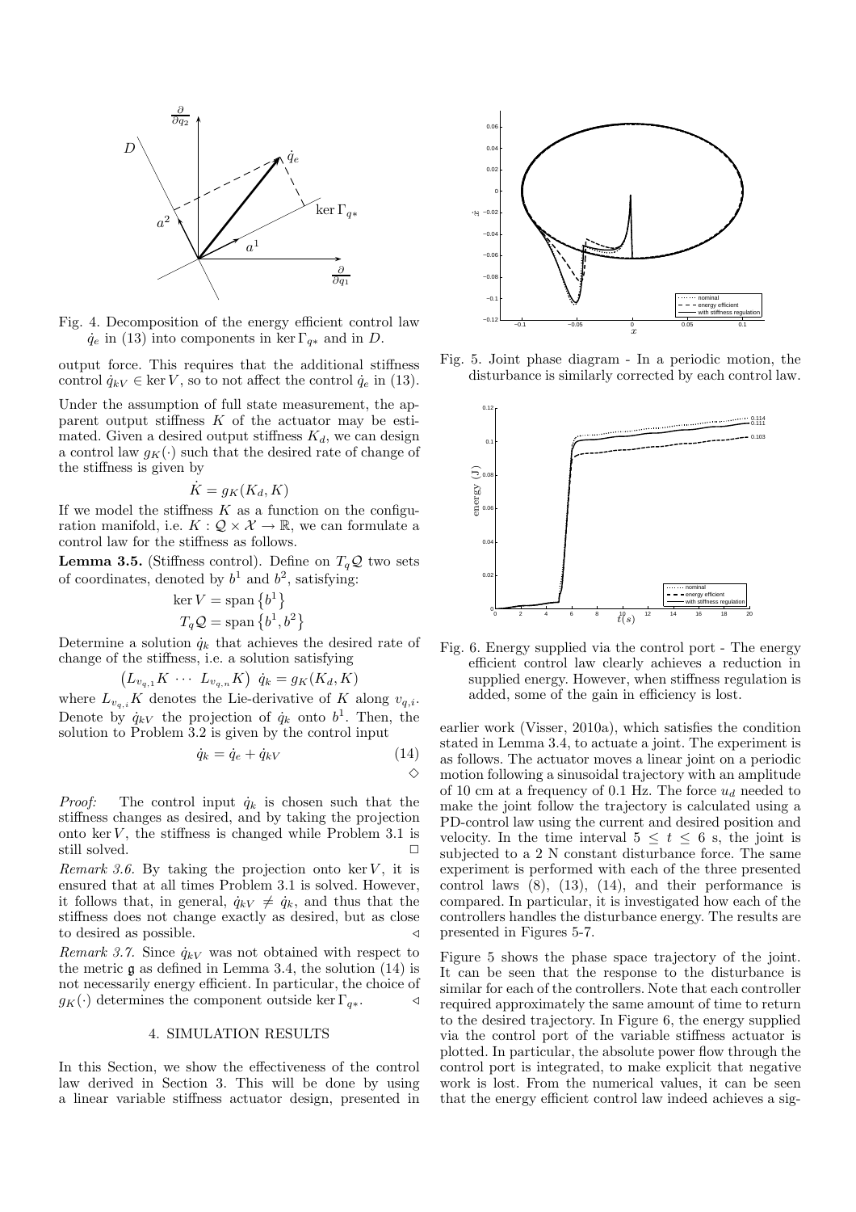Fig. 4. Decomposition of the energy efficient control law $\dot{q}_e$ in (13) into components in $\ker \Gamma_{q*}$ and in $D$.

output force. This requires that the additional stiffness control $\dot{q}_{kV} \in \ker V$, so to not affect the control $\dot{q}_e$ in (13).

Under the assumption of full state measurement, the apparent output stiffness $K$ of the actuator may be estimated. Given a desired output stiffness $K_d$, we can design a control law $g_K(\cdot)$ such that the desired rate of change of the stiffness is given by

$$\dot{K} = g_K(K_d, K)$$

If we model the stiffness $K$ as a function on the configuration manifold, i.e. $K : \mathcal{Q} \times \mathcal{X} \to \mathbb{R}$, we can formulate a control law for the stiffness as follows.

**Lemma 3.5.** (Stiffness control). Define on $T_q\mathcal{Q}$ two sets of coordinates, denoted by $b^1$ and $b^2$, satisfying:

$$\ker V = \text{span}\left\{b^1\right\}$$
$$T_q\mathcal{Q} = \text{span}\left\{b^1, b^2\right\}$$

Determine a solution $\dot{q}_k$ that achieves the desired rate of change of the stiffness, i.e. a solution satisfying

$$\left(L_{v_{q,1}}K \ \cdots \ L_{v_{q,n}}K\right) \ \dot{q}_k = g_K(K_d, K)$$

where $L_{v_{q,i}}K$ denotes the Lie-derivative of $K$ along $v_{q,i}$. Denote by $\dot{q}_{kV}$ the projection of $\dot{q}_k$ onto $b^1$. Then, the solution to Problem 3.2 is given by the control input

$$\dot{q}_k = \dot{q}_e + \dot{q}_{kV} \tag{14}$$

$\diamond$

*Proof:* The control input $\dot{q}_k$ is chosen such that the stiffness changes as desired, and by taking the projection onto $\ker V$, the stiffness is changed while Problem 3.1 is still solved. $\square$

*Remark 3.6.* By taking the projection onto $\ker V$, it is ensured that at all times Problem 3.1 is solved. However, it follows that, in general, $\dot{q}_{kV} \neq \dot{q}_k$, and thus that the stiffness does not change exactly as desired, but as close to desired as possible. $\triangleleft$

*Remark 3.7.* Since $\dot{q}_{kV}$ was not obtained with respect to the metric $\mathfrak{g}$ as defined in Lemma 3.4, the solution (14) is not necessarily energy efficient. In particular, the choice of $g_K(\cdot)$ determines the component outside $\ker \Gamma_{q*}$. $\triangleleft$

## 4. SIMULATION RESULTS

In this Section, we show the effectiveness of the control law derived in Section 3. This will be done by using a linear variable stiffness actuator design, presented in earlier work (Visser, 2010a), which satisfies the condition stated in Lemma 3.4, to actuate a joint. The experiment is as follows. The actuator moves a linear joint on a periodic motion following a sinusoidal trajectory with an amplitude of 10 cm at a frequency of 0.1 Hz. The force $u_d$ needed to make the joint follow the trajectory is calculated using a PD-control law using the current and desired position and velocity. In the time interval $5 \leq t \leq 6$ s, the joint is subjected to a 2 N constant disturbance force. The same experiment is performed with each of the three presented control laws (8), (13), (14), and their performance is compared. In particular, it is investigated how each of the controllers handles the disturbance energy. The results are presented in Figures 5-7.

Fig. 5. Joint phase diagram - In a periodic motion, the disturbance is similarly corrected by each control law.

Fig. 6. Energy supplied via the control port - The energy efficient control law clearly achieves a reduction in supplied energy. However, when stiffness regulation is added, some of the gain in efficiency is lost.

Figure 5 shows the phase space trajectory of the joint. It can be seen that the response to the disturbance is similar for each of the controllers. Note that each controller required approximately the same amount of time to return to the desired trajectory. In Figure 6, the energy supplied via the control port of the variable stiffness actuator is plotted. In particular, the absolute power flow through the control port is integrated, to make explicit that negative work is lost. From the numerical values, it can be seen that the energy efficient control law indeed achieves a sig-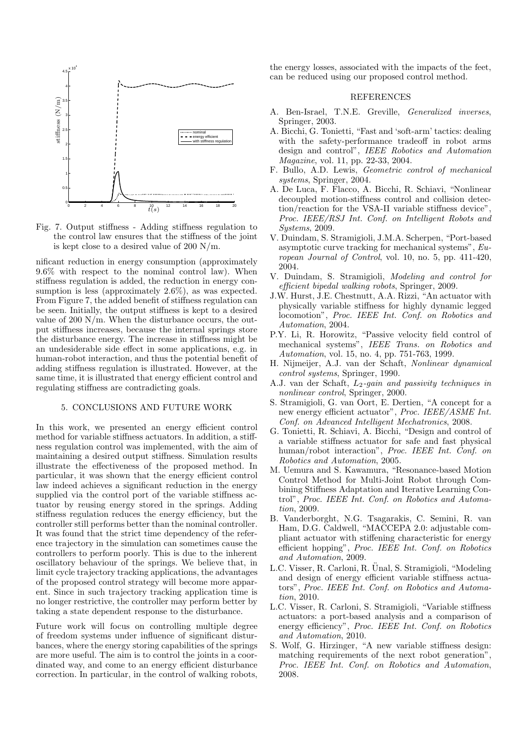4.5 x 10^4

4

3.5

3

2.5

2

1.5

1

0.5

0

stiffness (N/m)

0 2 4 6 8 10 12 14 16 18 20

$t(s)$

nominal

energy efficient

with stiffness regulation

Fig. 7. Output stiffness - Adding stiffness regulation to the control law ensures that the stiffness of the joint is kept close to a desired value of 200 N/m.

nificant reduction in energy consumption (approximately 9.6% with respect to the nominal control law). When stiffness regulation is added, the reduction in energy consumption is less (approximately 2.6%), as was expected. From Figure 7, the added benefit of stiffness regulation can be seen. Initially, the output stiffness is kept to a desired value of 200 N/m. When the disturbance occurs, the output stiffness increases, because the internal springs store the disturbance energy. The increase in stiffness might be an undesiderable side effect in some applications, e.g. in human-robot interaction, and thus the potential benefit of adding stiffness regulation is illustrated. However, at the same time, it is illustrated that energy efficient control and regulating stiffness are contradicting goals.

## 5. CONCLUSIONS AND FUTURE WORK

In this work, we presented an energy efficient control method for variable stiffness actuators. In addition, a stiffness regulation control was implemented, with the aim of maintaining a desired output stiffness. Simulation results illustrate the effectiveness of the proposed method. In particular, it was shown that the energy efficient control law indeed achieves a significant reduction in the energy supplied via the control port of the variable stiffness actuator by reusing energy stored in the springs. Adding stiffness regulation reduces the energy efficiency, but the controller still performs better than the nominal controller. It was found that the strict time dependency of the reference trajectory in the simulation can sometimes cause the controllers to perform poorly. This is due to the inherent oscillatory behaviour of the springs. We believe that, in limit cycle trajectory tracking applications, the advantages of the proposed control strategy will become more apparent. Since in such trajectory tracking application time is no longer restrictive, the controller may perform better by taking a state dependent response to the disturbance.

Future work will focus on controlling multiple degree of freedom systems under influence of significant disturbances, where the energy storing capabilities of the springs are more useful. The aim is to control the joints in a coordinated way, and come to an energy efficient disturbance correction. In particular, in the control of walking robots, the energy losses, associated with the impacts of the feet, can be reduced using our proposed control method.

## REFERENCES

A. Ben-Israel, T.N.E. Greville, *Generalized inverses*, Springer, 2003.

A. Bicchi, G. Tonietti, "Fast and 'soft-arm' tactics: dealing with the safety-performance tradeoff in robot arms design and control", *IEEE Robotics and Automation Magazine*, vol. 11, pp. 22-33, 2004.

F. Bullo, A.D. Lewis, *Geometric control of mechanical systems*, Springer, 2004.

A. De Luca, F. Flacco, A. Bicchi, R. Schiavi, "Nonlinear decoupled motion-stiffness control and collision detection/reaction for the VSA-II variable stiffness device", *Proc. IEEE/RSJ Int. Conf. on Intelligent Robots and Systems*, 2009.

V. Duindam, S. Stramigioli, J.M.A. Scherpen, "Port-based asymptotic curve tracking for mechanical systems", *European Journal of Control*, vol. 10, no. 5, pp. 411-420, 2004.

V. Duindam, S. Stramigioli, *Modeling and control for efficient bipedal walking robots*, Springer, 2009.

J.W. Hurst, J.E. Chestnutt, A.A. Rizzi, "An actuator with physically variable stiffness for highly dynamic legged locomotion", *Proc. IEEE Int. Conf. on Robotics and Automation*, 2004.

P.Y. Li, R. Horowitz, "Passive velocity field control of mechanical systems", *IEEE Trans. on Robotics and Automation*, vol. 15, no. 4, pp. 751-763, 1999.

H. Nijmeijer, A.J. van der Schaft, *Nonlinear dynamical control systems*, Springer, 1990.

A.J. van der Schaft, *$L_2$-gain and passivity techniques in nonlinear control*, Springer, 2000.

S. Stramigioli, G. van Oort, E. Dertien, "A concept for a new energy efficient actuator", *Proc. IEEE/ASME Int. Conf. on Advanced Intelligent Mechatronics*, 2008.

G. Tonietti, R. Schiavi, A. Bicchi, "Design and control of a variable stiffness actuator for safe and fast physical human/robot interaction", *Proc. IEEE Int. Conf. on Robotics and Automation*, 2005.

M. Uemura and S. Kawamura, "Resonance-based Motion Control Method for Multi-Joint Robot through Combining Stiffness Adaptation and Iterative Learning Control", *Proc. IEEE Int. Conf. on Robotics and Automation*, 2009.

B. Vanderborght, N.G. Tsagarakis, C. Semini, R. van Ham, D.G. Caldwell, "MACCEPA 2.0: adjustable compliant actuator with stiffening characteristic for energy efficient hopping", *Proc. IEEE Int. Conf. on Robotics and Automation*, 2009.

L.C. Visser, R. Carloni, R. Ünal, S. Stramigioli, "Modeling and design of energy efficient variable stiffness actuators", *Proc. IEEE Int. Conf. on Robotics and Automation*, 2010.

L.C. Visser, R. Carloni, S. Stramigioli, "Variable stiffness actuators: a port-based analysis and a comparison of energy efficiency", *Proc. IEEE Int. Conf. on Robotics and Automation*, 2010.

S. Wolf, G. Hirzinger, "A new variable stiffness design: matching requirements of the next robot generation", *Proc. IEEE Int. Conf. on Robotics and Automation*, 2008.